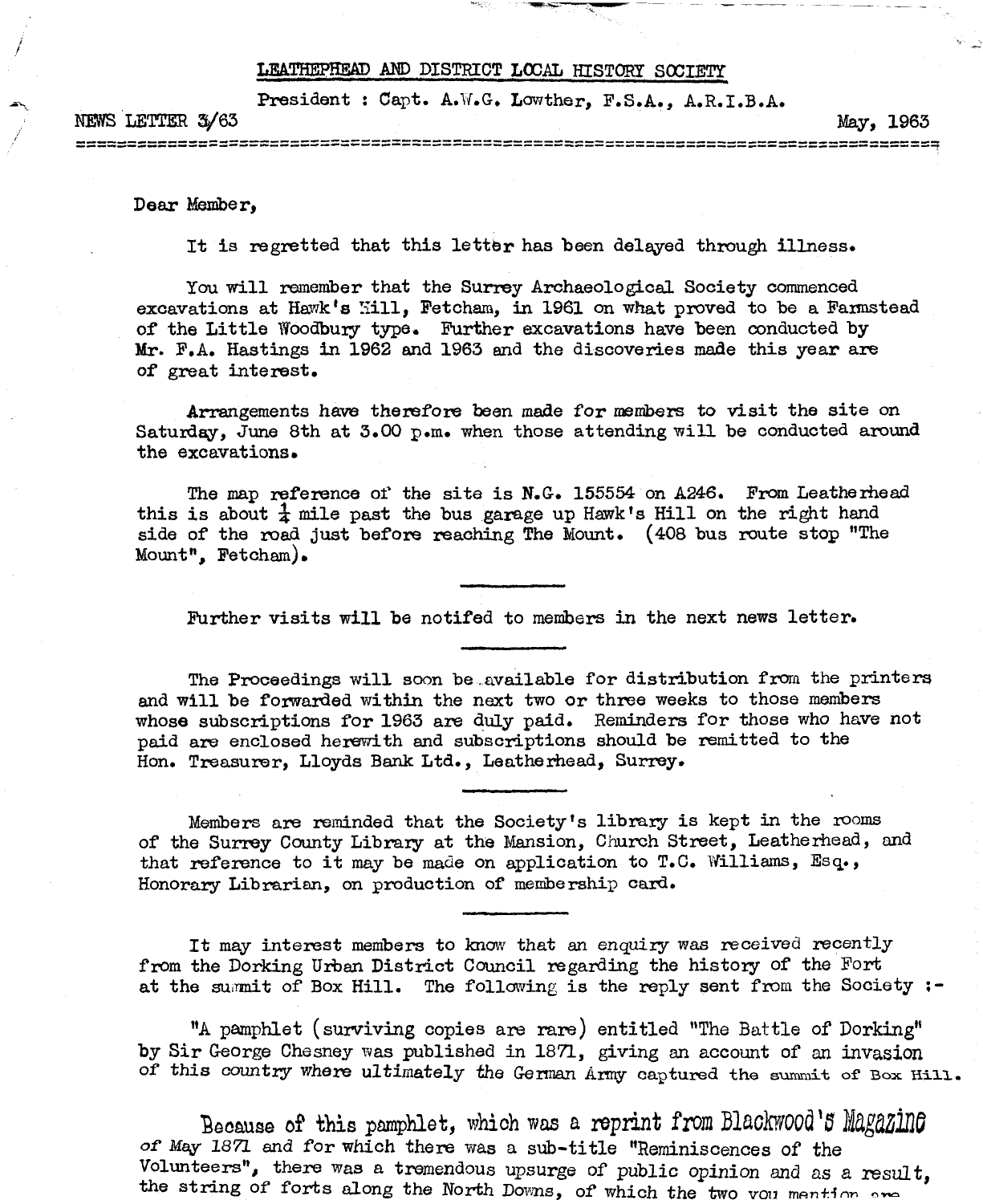# LEATHERHEAD AND DISTRICT LOCAL HISTORY SOCIETY

President : Capt. A.W.G. Lowther, F.S.A., A.R.I.B.A.

NEWS LETTER 3/63 May, 1963

---

Dear Member,

It is regretted that this letter has been delayed through illness.

You will remember that the Surrey Archaeological Society commenced excavations at Hawk's Hill, Fetcham, in 1961 on what proved to be a Farmstead of the Little Woodbury type. Further excavations have been conducted by Mr. F.A. Hastings in 1962 and 1963 and the discoveries made this year are of great interest.

Arrangements have therefore been made for members to visit the site on Saturday, June 8th at 3.00 p.m. when those attending will be conducted around the excavations.

The map reference of the site is N.G. 155554 on A246. From Leatherhead this is about ¼ mile past the bus garage up Hawk's Hill on the right hand side of the road just before reaching The Mount. (408 bus route stop "The Mount", Fetcham).

---

Further visits will be notifed to members in the next news letter.

---

The Proceedings will soon be available for distribution from the printers and will be forwarded within the next two or three weeks to those members whose subscriptions for 1963 are duly paid. Reminders for those who have not paid are enclosed herewith and subscriptions should be remitted to the Hon. Treasurer, Lloyds Bank Ltd., Leatherhead, Surrey.

---

Members are reminded that the Society's library is kept in the rooms of the Surrey County Library at the Mansion, Church Street, Leatherhead, and that reference to it may be made on application to T.C. Williams, Esq., Honorary Librarian, on production of membership card.

---

It may interest members to know that an enquiry was received recently from the Dorking Urban District Council regarding the history of the Fort at the summit of Box Hill. The following is the reply sent from the Society :-

"A pamphlet (surviving copies are rare) entitled "The Battle of Dorking" by Sir George Chesney was published in 1871, giving an account of an invasion of this country where ultimately the German Army captured the summit of Box Hill.

Because of this pamphlet, which was a reprint from Blackwood's Magazine of May 1871 and for which there was a sub-title "Reminiscences of the Volunteers", there was a tremendous upsurge of public opinion and as a result, the string of forts along the North Downs, of which the two you mention are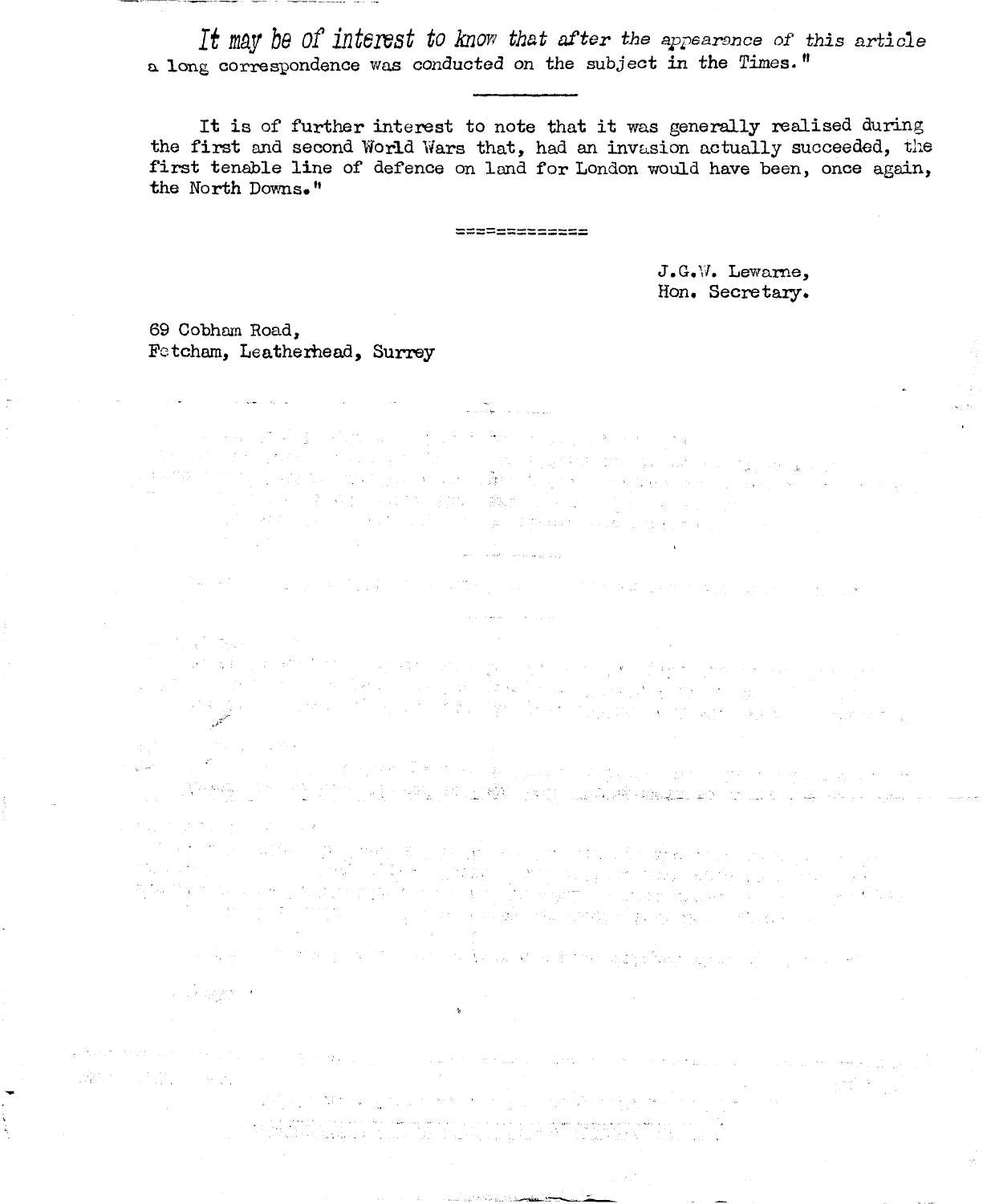It may be of interest to know that after the appearance of this article a long correspondence was conducted on the subject in the Times."

---

It is of further interest to note that it was generally realised during the first and second World Wars that, had an invasion actually succeeded, the first tenable line of defence on land for London would have been, once again, the North Downs."

============

J.G.W. Lewarne,
Hon. Secretary.

69 Cobham Road,
Fetcham, Leatherhead, Surrey